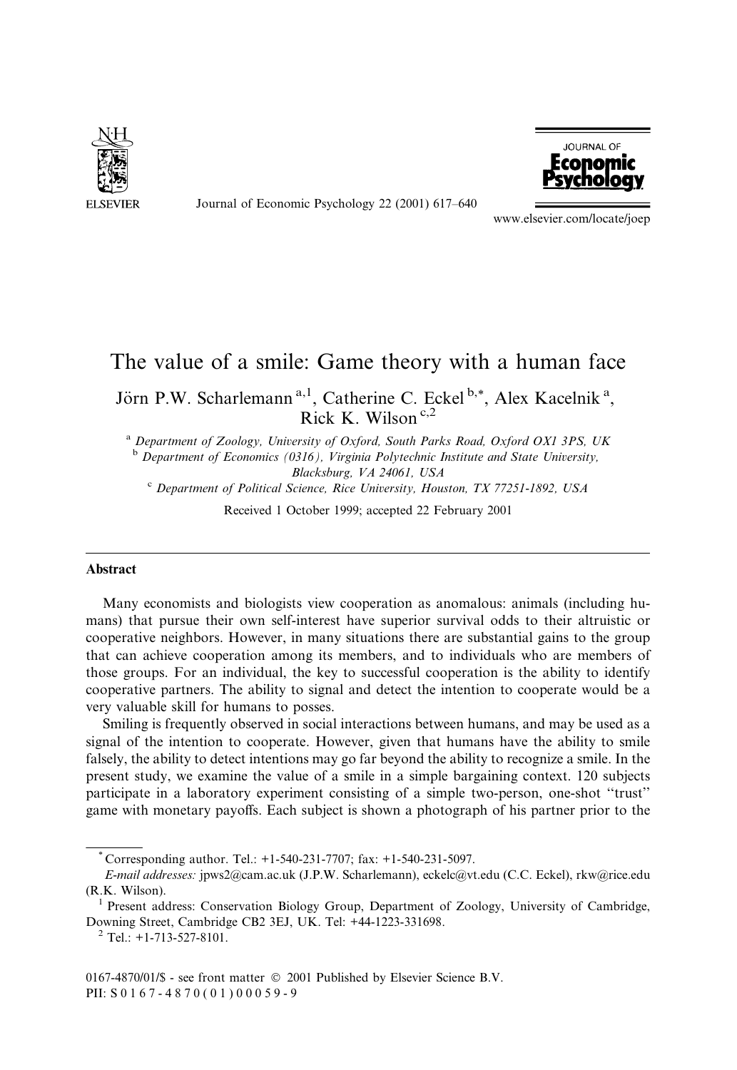# The value of a smile: Game theory with a human face

Jörn P.W. Scharlemann [a,1], Catherine C. Eckel [b,*], Alex Kacelnik [a], Rick K. Wilson [c,2]

[a] *Department of Zoology, University of Oxford, South Parks Road, Oxford OX1 3PS, UK*

[b] *Department of Economics (0316), Virginia Polytechnic Institute and State University, Blacksburg, VA 24061, USA*

[c] *Department of Political Science, Rice University, Houston, TX 77251-1892, USA*

Received 1 October 1999; accepted 22 February 2001

## Abstract

Many economists and biologists view cooperation as anomalous: animals (including humans) that pursue their own self-interest have superior survival odds to their altruistic or cooperative neighbors. However, in many situations there are substantial gains to the group that can achieve cooperation among its members, and to individuals who are members of those groups. For an individual, the key to successful cooperation is the ability to identify cooperative partners. The ability to signal and detect the intention to cooperate would be a very valuable skill for humans to posses.

Smiling is frequently observed in social interactions between humans, and may be used as a signal of the intention to cooperate. However, given that humans have the ability to smile falsely, the ability to detect intentions may go far beyond the ability to recognize a smile. In the present study, we examine the value of a smile in a simple bargaining context. 120 subjects participate in a laboratory experiment consisting of a simple two-person, one-shot "trust" game with monetary payoffs. Each subject is shown a photograph of his partner prior to the

---

* Corresponding author. Tel.: +1-540-231-7707; fax: +1-540-231-5097.

*E-mail addresses:* jpws2@cam.ac.uk (J.P.W. Scharlemann), eckelc@vt.edu (C.C. Eckel), rkw@rice.edu (R.K. Wilson).

[1] Present address: Conservation Biology Group, Department of Zoology, University of Cambridge, Downing Street, Cambridge CB2 3EJ, UK. Tel: +44-1223-331698.

[2] Tel.: +1-713-527-8101.

0167-4870/01/$ - see front matter © 2001 Published by Elsevier Science B.V.
PII: S 0 1 6 7 - 4 8 7 0 ( 0 1 ) 0 0 0 5 9 - 9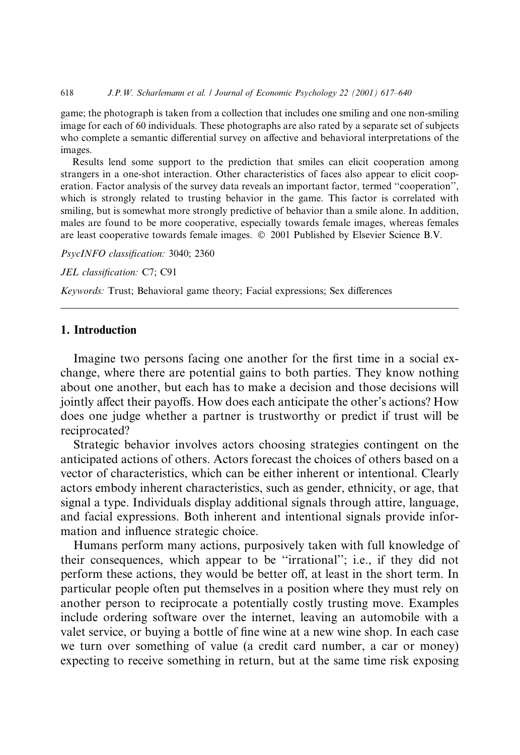game; the photograph is taken from a collection that includes one smiling and one non-smiling image for each of 60 individuals. These photographs are also rated by a separate set of subjects who complete a semantic differential survey on affective and behavioral interpretations of the images.

Results lend some support to the prediction that smiles can elicit cooperation among strangers in a one-shot interaction. Other characteristics of faces also appear to elicit cooperation. Factor analysis of the survey data reveals an important factor, termed "cooperation", which is strongly related to trusting behavior in the game. This factor is correlated with smiling, but is somewhat more strongly predictive of behavior than a smile alone. In addition, males are found to be more cooperative, especially towards female images, whereas females are least cooperative towards female images. © 2001 Published by Elsevier Science B.V.

*PsycINFO classification:* 3040; 2360

*JEL classification:* C7; C91

*Keywords:* Trust; Behavioral game theory; Facial expressions; Sex differences

## 1. Introduction

Imagine two persons facing one another for the first time in a social exchange, where there are potential gains to both parties. They know nothing about one another, but each has to make a decision and those decisions will jointly affect their payoffs. How does each anticipate the other's actions? How does one judge whether a partner is trustworthy or predict if trust will be reciprocated?

Strategic behavior involves actors choosing strategies contingent on the anticipated actions of others. Actors forecast the choices of others based on a vector of characteristics, which can be either inherent or intentional. Clearly actors embody inherent characteristics, such as gender, ethnicity, or age, that signal a type. Individuals display additional signals through attire, language, and facial expressions. Both inherent and intentional signals provide information and influence strategic choice.

Humans perform many actions, purposively taken with full knowledge of their consequences, which appear to be "irrational"; i.e., if they did not perform these actions, they would be better off, at least in the short term. In particular people often put themselves in a position where they must rely on another person to reciprocate a potentially costly trusting move. Examples include ordering software over the internet, leaving an automobile with a valet service, or buying a bottle of fine wine at a new wine shop. In each case we turn over something of value (a credit card number, a car or money) expecting to receive something in return, but at the same time risk exposing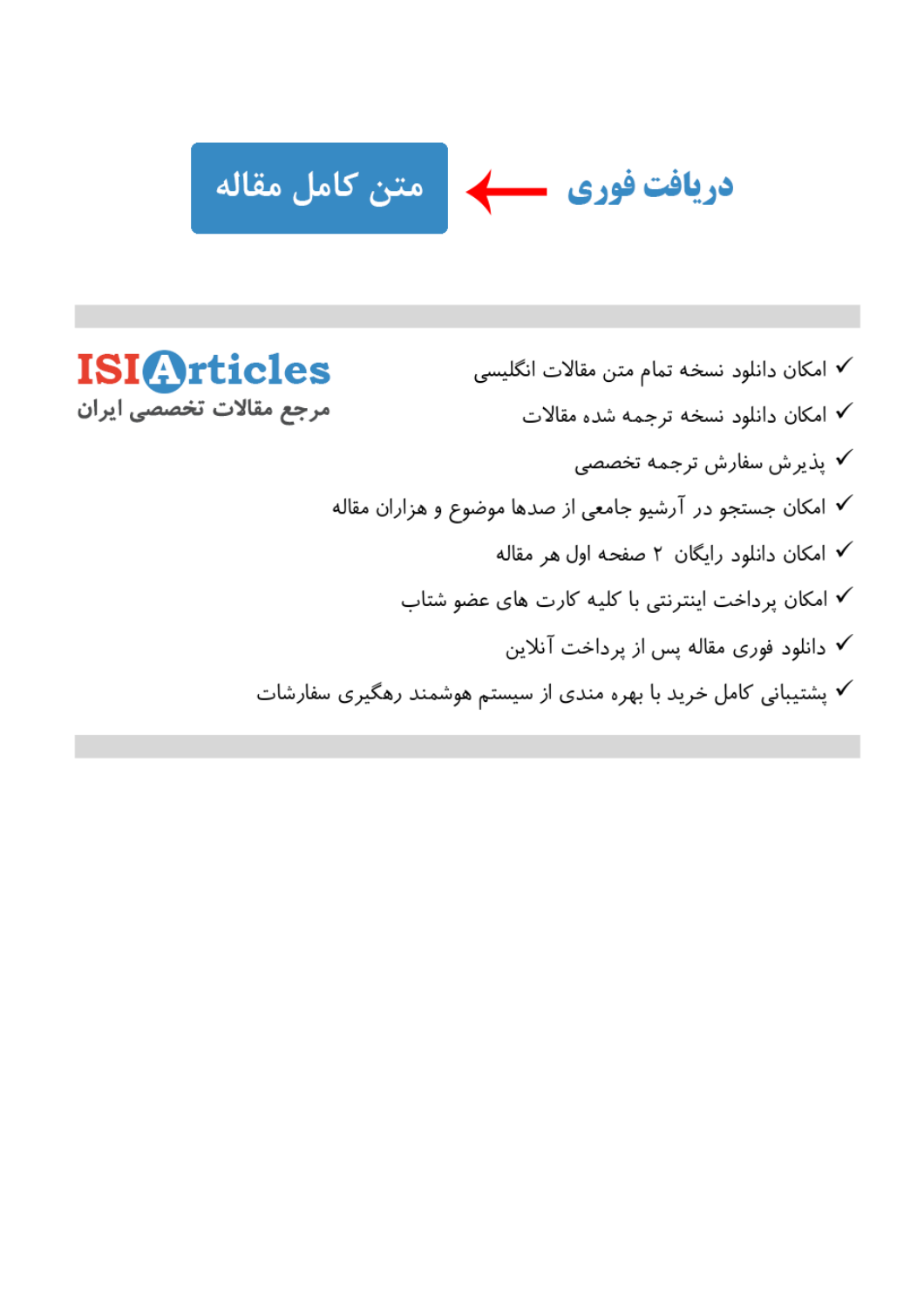دریافت فوری ← متن کامل مقاله

**ISIArticles**
مرجع مقالات تخصصی ایران

- ✓ امکان دانلود نسخه تمام متن مقالات انگلیسی
- ✓ امکان دانلود نسخه ترجمه شده مقالات
- ✓ پذیرش سفارش ترجمه تخصصی
- ✓ امکان جستجو در آرشیو جامعی از صدها موضوع و هزاران مقاله
- ✓ امکان دانلود رایگان ۲ صفحه اول هر مقاله
- ✓ امکان پرداخت اینترنتی با کلیه کارت های عضو شتاب
- ✓ دانلود فوری مقاله پس از پرداخت آنلاین
- ✓ پشتیبانی کامل خرید با بهره مندی از سیستم هوشمند رهگیری سفارشات